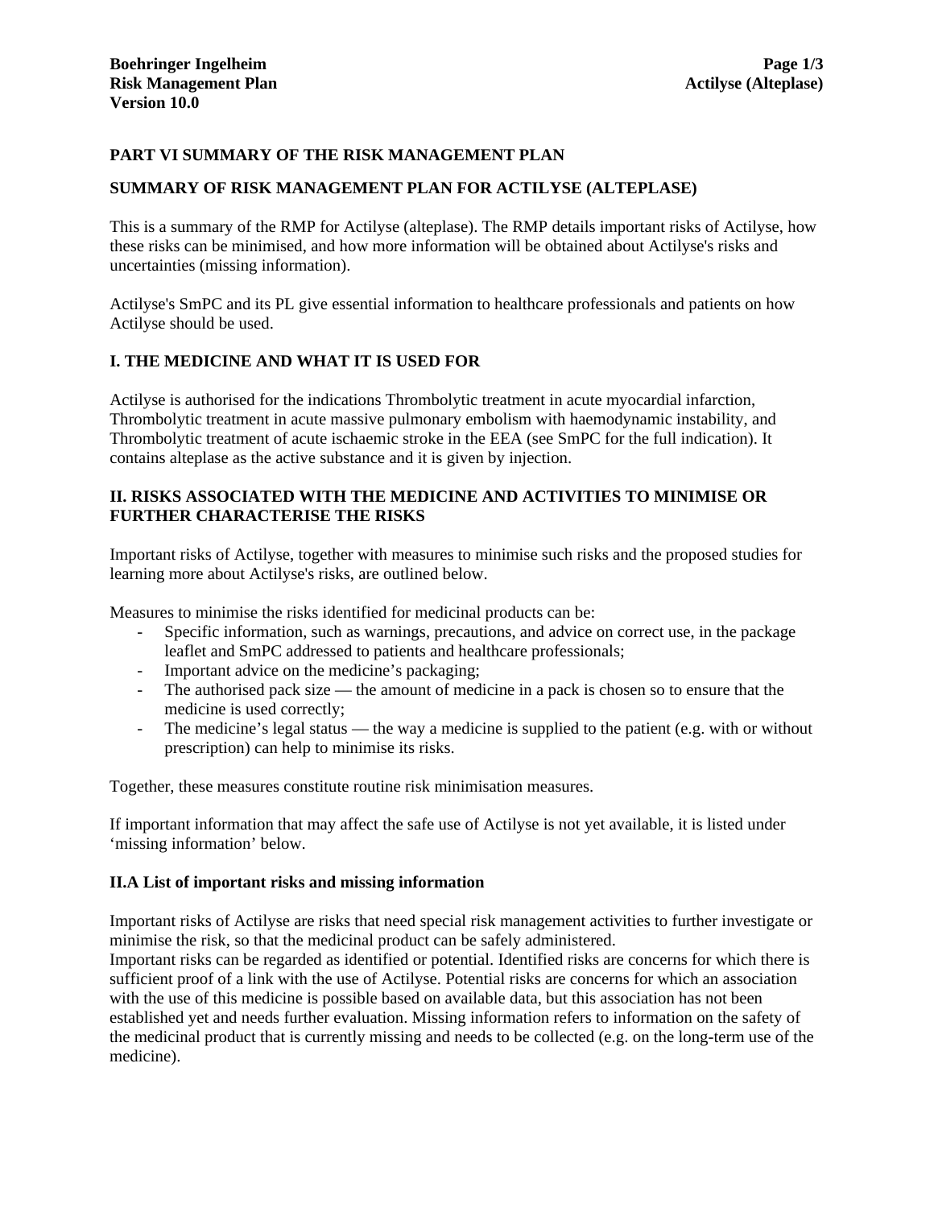## PART VI SUMMARY OF THE RISK MANAGEMENT PLAN

## SUMMARY OF RISK MANAGEMENT PLAN FOR ACTILYSE (ALTEPLASE)

This is a summary of the RMP for Actilyse (alteplase). The RMP details important risks of Actilyse, how these risks can be minimised, and how more information will be obtained about Actilyse's risks and uncertainties (missing information).

Actilyse's SmPC and its PL give essential information to healthcare professionals and patients on how Actilyse should be used.

### I. THE MEDICINE AND WHAT IT IS USED FOR

Actilyse is authorised for the indications Thrombolytic treatment in acute myocardial infarction, Thrombolytic treatment in acute massive pulmonary embolism with haemodynamic instability, and Thrombolytic treatment of acute ischaemic stroke in the EEA (see SmPC for the full indication). It contains alteplase as the active substance and it is given by injection.

### II. RISKS ASSOCIATED WITH THE MEDICINE AND ACTIVITIES TO MINIMISE OR FURTHER CHARACTERISE THE RISKS

Important risks of Actilyse, together with measures to minimise such risks and the proposed studies for learning more about Actilyse's risks, are outlined below.

Measures to minimise the risks identified for medicinal products can be:

- Specific information, such as warnings, precautions, and advice on correct use, in the package leaflet and SmPC addressed to patients and healthcare professionals;
- Important advice on the medicine’s packaging;
- The authorised pack size — the amount of medicine in a pack is chosen so to ensure that the medicine is used correctly;
- The medicine’s legal status — the way a medicine is supplied to the patient (e.g. with or without prescription) can help to minimise its risks.

Together, these measures constitute routine risk minimisation measures.

If important information that may affect the safe use of Actilyse is not yet available, it is listed under ‘missing information’ below.

#### II.A List of important risks and missing information

Important risks of Actilyse are risks that need special risk management activities to further investigate or minimise the risk, so that the medicinal product can be safely administered.
Important risks can be regarded as identified or potential. Identified risks are concerns for which there is sufficient proof of a link with the use of Actilyse. Potential risks are concerns for which an association with the use of this medicine is possible based on available data, but this association has not been established yet and needs further evaluation. Missing information refers to information on the safety of the medicinal product that is currently missing and needs to be collected (e.g. on the long-term use of the medicine).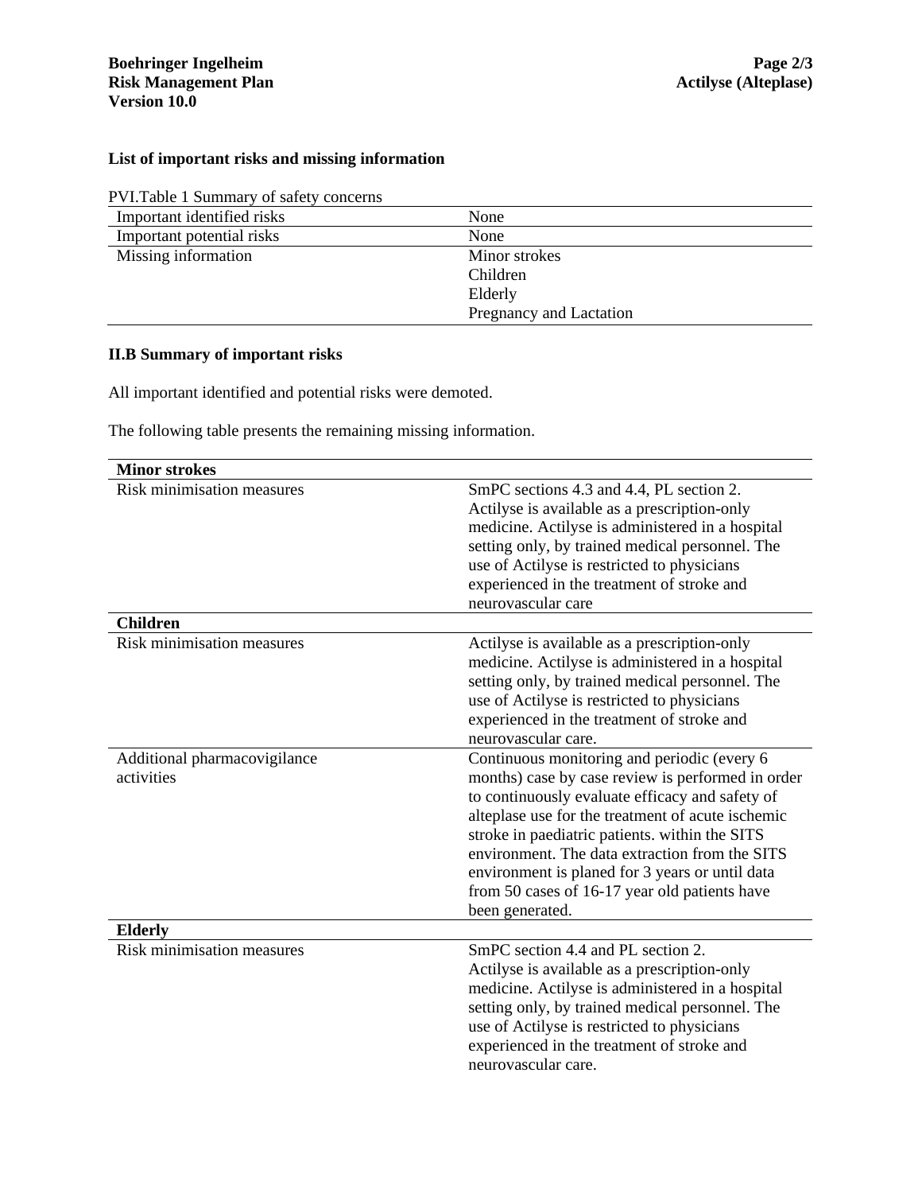**List of important risks and missing information**

PVI.Table 1 Summary of safety concerns

| | |
|---|---|
| Important identified risks | None |
| Important potential risks | None |
| Missing information | Minor strokes<br>Children<br>Elderly<br>Pregnancy and Lactation |

**II.B Summary of important risks**

All important identified and potential risks were demoted.

The following table presents the remaining missing information.

| **Minor strokes** | |
|---|---|
| Risk minimisation measures | SmPC sections 4.3 and 4.4, PL section 2. Actilyse is available as a prescription-only medicine. Actilyse is administered in a hospital setting only, by trained medical personnel. The use of Actilyse is restricted to physicians experienced in the treatment of stroke and neurovascular care |
| **Children** | |
| Risk minimisation measures | Actilyse is available as a prescription-only medicine. Actilyse is administered in a hospital setting only, by trained medical personnel. The use of Actilyse is restricted to physicians experienced in the treatment of stroke and neurovascular care. |
| Additional pharmacovigilance activities | Continuous monitoring and periodic (every 6 months) case by case review is performed in order to continuously evaluate efficacy and safety of alteplase use for the treatment of acute ischemic stroke in paediatric patients. within the SITS environment. The data extraction from the SITS environment is planed for 3 years or until data from 50 cases of 16-17 year old patients have been generated. |
| **Elderly** | |
| Risk minimisation measures | SmPC section 4.4 and PL section 2. Actilyse is available as a prescription-only medicine. Actilyse is administered in a hospital setting only, by trained medical personnel. The use of Actilyse is restricted to physicians experienced in the treatment of stroke and neurovascular care. |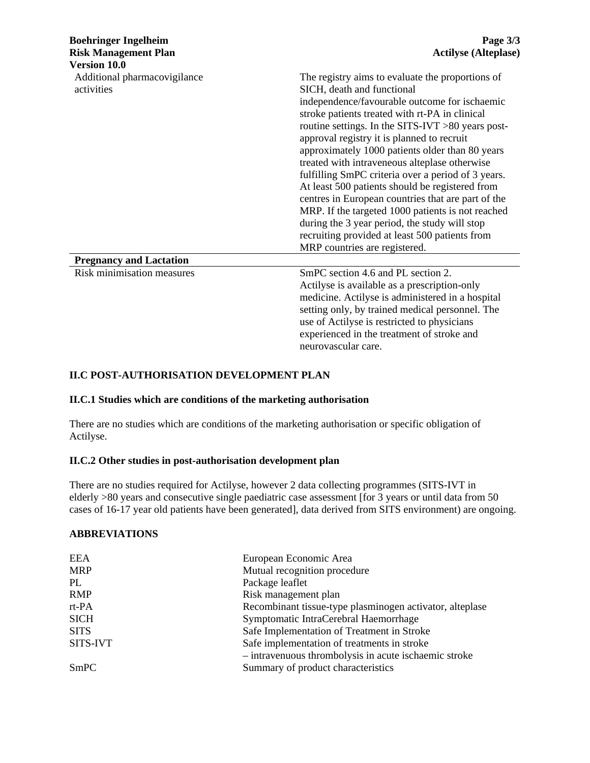| | |
|---|---|
| Additional pharmacovigilance activities | The registry aims to evaluate the proportions of SICH, death and functional independence/favourable outcome for ischaemic stroke patients treated with rt-PA in clinical routine settings. In the SITS-IVT >80 years post-approval registry it is planned to recruit approximately 1000 patients older than 80 years treated with intraveneous alteplase otherwise fulfilling SmPC criteria over a period of 3 years. At least 500 patients should be registered from centres in European countries that are part of the MRP. If the targeted 1000 patients is not reached during the 3 year period, the study will stop recruiting provided at least 500 patients from MRP countries are registered. |
| **Pregnancy and Lactation** | |
| Risk minimisation measures | SmPC section 4.6 and PL section 2. Actilyse is available as a prescription-only medicine. Actilyse is administered in a hospital setting only, by trained medical personnel. The use of Actilyse is restricted to physicians experienced in the treatment of stroke and neurovascular care. |

## II.C POST-AUTHORISATION DEVELOPMENT PLAN

### II.C.1 Studies which are conditions of the marketing authorisation

There are no studies which are conditions of the marketing authorisation or specific obligation of Actilyse.

### II.C.2 Other studies in post-authorisation development plan

There are no studies required for Actilyse, however 2 data collecting programmes (SITS-IVT in elderly >80 years and consecutive single paediatric case assessment [for 3 years or until data from 50 cases of 16-17 year old patients have been generated], data derived from SITS environment) are ongoing.

## ABBREVIATIONS

| | |
|---|---|
| EEA | European Economic Area |
| MRP | Mutual recognition procedure |
| PL | Package leaflet |
| RMP | Risk management plan |
| rt-PA | Recombinant tissue-type plasminogen activator, alteplase |
| SICH | Symptomatic IntraCerebral Haemorrhage |
| SITS | Safe Implementation of Treatment in Stroke |
| SITS-IVT | Safe implementation of treatments in stroke – intravenuous thrombolysis in acute ischaemic stroke |
| SmPC | Summary of product characteristics |